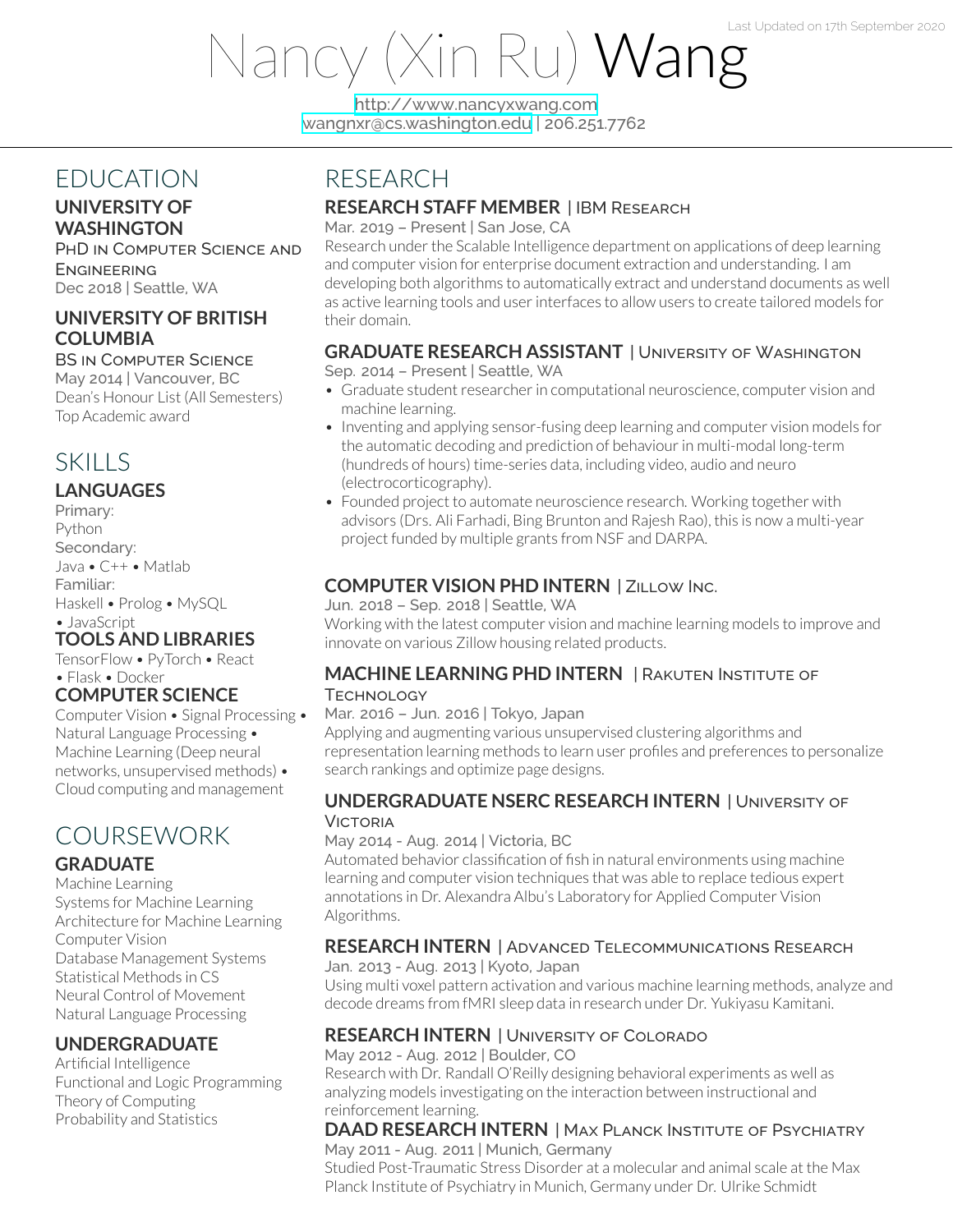Last Updated on 17th September 2020

# Nancy (Xin Ru) Wang

http://www.nancyxwang.com
wangnxr@cs.washington.edu | 206.251.7762

## EDUCATION

### UNIVERSITY OF WASHINGTON

PhD in Computer Science and Engineering
Dec 2018 | Seattle, WA

### UNIVERSITY OF BRITISH COLUMBIA

BS in Computer Science
May 2014 | Vancouver, BC
Dean's Honour List (All Semesters)
Top Academic award

## SKILLS

### LANGUAGES

Primary:
Python
Secondary:
Java • C++ • Matlab
Familiar:
Haskell • Prolog • MySQL • JavaScript

### TOOLS AND LIBRARIES

TensorFlow • PyTorch • React • Flask • Docker

### COMPUTER SCIENCE

Computer Vision • Signal Processing • Natural Language Processing • Machine Learning (Deep neural networks, unsupervised methods) • Cloud computing and management

## COURSEWORK

### GRADUATE

Machine Learning
Systems for Machine Learning
Architecture for Machine Learning
Computer Vision
Database Management Systems
Statistical Methods in CS
Neural Control of Movement
Natural Language Processing

### UNDERGRADUATE

Artificial Intelligence
Functional and Logic Programming
Theory of Computing
Probability and Statistics

## RESEARCH

### RESEARCH STAFF MEMBER | IBM Research

Mar. 2019 – Present | San Jose, CA

Research under the Scalable Intelligence department on applications of deep learning and computer vision for enterprise document extraction and understanding. I am developing both algorithms to automatically extract and understand documents as well as active learning tools and user interfaces to allow users to create tailored models for their domain.

### GRADUATE RESEARCH ASSISTANT | University of Washington

Sep. 2014 – Present | Seattle, WA

- Graduate student researcher in computational neuroscience, computer vision and machine learning.
- Inventing and applying sensor-fusing deep learning and computer vision models for the automatic decoding and prediction of behaviour in multi-modal long-term (hundreds of hours) time-series data, including video, audio and neuro (electrocorticography).
- Founded project to automate neuroscience research. Working together with advisors (Drs. Ali Farhadi, Bing Brunton and Rajesh Rao), this is now a multi-year project funded by multiple grants from NSF and DARPA.

### COMPUTER VISION PHD INTERN | Zillow Inc.

Jun. 2018 – Sep. 2018 | Seattle, WA

Working with the latest computer vision and machine learning models to improve and innovate on various Zillow housing related products.

### MACHINE LEARNING PHD INTERN | Rakuten Institute of Technology

Mar. 2016 – Jun. 2016 | Tokyo, Japan

Applying and augmenting various unsupervised clustering algorithms and representation learning methods to learn user profiles and preferences to personalize search rankings and optimize page designs.

### UNDERGRADUATE NSERC RESEARCH INTERN | University of Victoria

May 2014 - Aug. 2014 | Victoria, BC

Automated behavior classification of fish in natural environments using machine learning and computer vision techniques that was able to replace tedious expert annotations in Dr. Alexandra Albu's Laboratory for Applied Computer Vision Algorithms.

### RESEARCH INTERN | Advanced Telecommunications Research

Jan. 2013 - Aug. 2013 | Kyoto, Japan

Using multi voxel pattern activation and various machine learning methods, analyze and decode dreams from fMRI sleep data in research under Dr. Yukiyasu Kamitani.

### RESEARCH INTERN | University of Colorado

May 2012 - Aug. 2012 | Boulder, CO

Research with Dr. Randall O'Reilly designing behavioral experiments as well as analyzing models investigating on the interaction between instructional and reinforcement learning.

### DAAD RESEARCH INTERN | Max Planck Institute of Psychiatry

May 2011 - Aug. 2011 | Munich, Germany

Studied Post-Traumatic Stress Disorder at a molecular and animal scale at the Max Planck Institute of Psychiatry in Munich, Germany under Dr. Ulrike Schmidt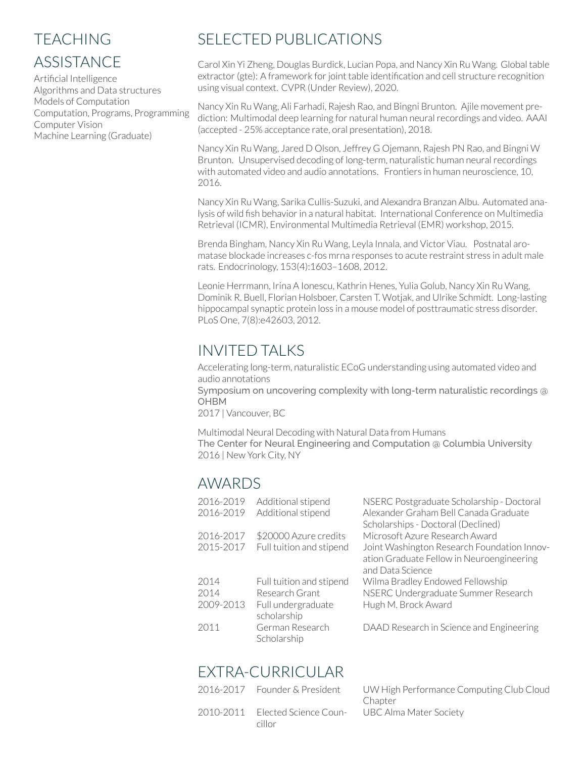## TEACHING ASSISTANCE

Artificial Intelligence
Algorithms and Data structures
Models of Computation
Computation, Programs, Programming
Computer Vision
Machine Learning (Graduate)

## SELECTED PUBLICATIONS

Carol Xin Yi Zheng, Douglas Burdick, Lucian Popa, and Nancy Xin Ru Wang. Global table extractor (gte): A framework for joint table identification and cell structure recognition using visual context. CVPR (Under Review), 2020.

Nancy Xin Ru Wang, Ali Farhadi, Rajesh Rao, and Bingni Brunton. Ajile movement prediction: Multimodal deep learning for natural human neural recordings and video. AAAI (accepted - 25% acceptance rate, oral presentation), 2018.

Nancy Xin Ru Wang, Jared D Olson, Jeffrey G Ojemann, Rajesh PN Rao, and Bingni W Brunton. Unsupervised decoding of long-term, naturalistic human neural recordings with automated video and audio annotations. Frontiers in human neuroscience, 10, 2016.

Nancy Xin Ru Wang, Sarika Cullis-Suzuki, and Alexandra Branzan Albu. Automated analysis of wild fish behavior in a natural habitat. International Conference on Multimedia Retrieval (ICMR), Environmental Multimedia Retrieval (EMR) workshop, 2015.

Brenda Bingham, Nancy Xin Ru Wang, Leyla Innala, and Victor Viau. Postnatal aromatase blockade increases c-fos mrna responses to acute restraint stress in adult male rats. Endocrinology, 153(4):1603–1608, 2012.

Leonie Herrmann, Irina A Ionescu, Kathrin Henes, Yulia Golub, Nancy Xin Ru Wang, Dominik R. Buell, Florian Holsboer, Carsten T. Wotjak, and Ulrike Schmidt. Long-lasting hippocampal synaptic protein loss in a mouse model of posttraumatic stress disorder. PLoS One, 7(8):e42603, 2012.

## INVITED TALKS

Accelerating long-term, naturalistic ECoG understanding using automated video and audio annotations
Symposium on uncovering complexity with long-term naturalistic recordings @ OHBM
2017 | Vancouver, BC

Multimodal Neural Decoding with Natural Data from Humans
The Center for Neural Engineering and Computation @ Columbia University
2016 | New York City, NY

## AWARDS

| | | |
|---|---|---|
| 2016-2019 | Additional stipend | NSERC Postgraduate Scholarship - Doctoral |
| 2016-2019 | Additional stipend | Alexander Graham Bell Canada Graduate Scholarships - Doctoral (Declined) |
| 2016-2017 | $20000 Azure credits | Microsoft Azure Research Award |
| 2015-2017 | Full tuition and stipend | Joint Washington Research Foundation Innovation Graduate Fellow in Neuroengineering and Data Science |
| 2014 | Full tuition and stipend | Wilma Bradley Endowed Fellowship |
| 2014 | Research Grant | NSERC Undergraduate Summer Research |
| 2009-2013 | Full undergraduate scholarship | Hugh M. Brock Award |
| 2011 | German Research Scholarship | DAAD Research in Science and Engineering |

## EXTRA-CURRICULAR

| | | |
|---|---|---|
| 2016-2017 | Founder & President | UW High Performance Computing Club Cloud Chapter |
| 2010-2011 | Elected Science Councillor | UBC Alma Mater Society |